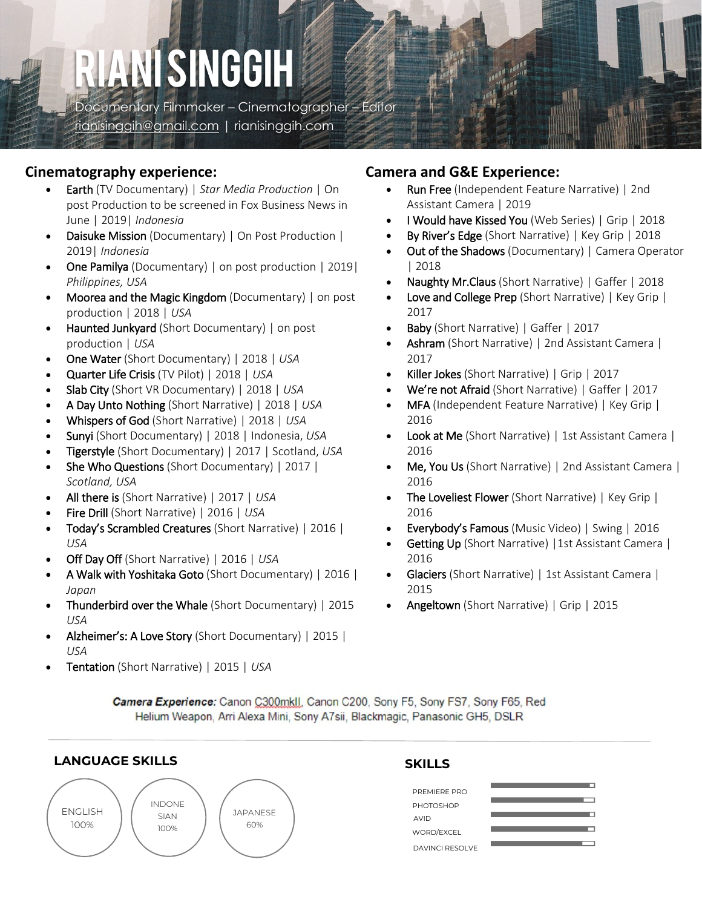# RIANI SINGGIH

Documentary Filmmaker – Cinematographer – Editor
rianisinggih@gmail.com | rianisinggih.com

## Cinematography experience:

- Earth (TV Documentary) | *Star Media Production* | On post Production to be screened in Fox Business News in June | 2019| *Indonesia*
- Daisuke Mission (Documentary) | On Post Production | 2019| *Indonesia*
- One Pamilya (Documentary) | on post production | 2019| *Philippines, USA*
- Moorea and the Magic Kingdom (Documentary) | on post production | 2018 | *USA*
- Haunted Junkyard (Short Documentary) | on post production | *USA*
- One Water (Short Documentary) | 2018 | *USA*
- Quarter Life Crisis (TV Pilot) | 2018 | *USA*
- Slab City (Short VR Documentary) | 2018 | *USA*
- A Day Unto Nothing (Short Narrative) | 2018 | *USA*
- Whispers of God (Short Narrative) | 2018 | *USA*
- Sunyi (Short Documentary) | 2018 | Indonesia, *USA*
- Tigerstyle (Short Documentary) | 2017 | Scotland, *USA*
- She Who Questions (Short Documentary) | 2017 | *Scotland, USA*
- All there is (Short Narrative) | 2017 | *USA*
- Fire Drill (Short Narrative) | 2016 | *USA*
- Today's Scrambled Creatures (Short Narrative) | 2016 | *USA*
- Off Day Off (Short Narrative) | 2016 | *USA*
- A Walk with Yoshitaka Goto (Short Documentary) | 2016 | *Japan*
- Thunderbird over the Whale (Short Documentary) | 2015 *USA*
- Alzheimer's: A Love Story (Short Documentary) | 2015 | *USA*
- Tentation (Short Narrative) | 2015 | *USA*

## Camera and G&E Experience:

- Run Free (Independent Feature Narrative) | 2nd Assistant Camera | 2019
- I Would have Kissed You (Web Series) | Grip | 2018
- By River's Edge (Short Narrative) | Key Grip | 2018
- Out of the Shadows (Documentary) | Camera Operator | 2018
- Naughty Mr.Claus (Short Narrative) | Gaffer | 2018
- Love and College Prep (Short Narrative) | Key Grip | 2017
- Baby (Short Narrative) | Gaffer | 2017
- Ashram (Short Narrative) | 2nd Assistant Camera | 2017
- Killer Jokes (Short Narrative) | Grip | 2017
- We're not Afraid (Short Narrative) | Gaffer | 2017
- MFA (Independent Feature Narrative) | Key Grip | 2016
- Look at Me (Short Narrative) | 1st Assistant Camera | 2016
- Me, You Us (Short Narrative) | 2nd Assistant Camera | 2016
- The Loveliest Flower (Short Narrative) | Key Grip | 2016
- Everybody's Famous (Music Video) | Swing | 2016
- Getting Up (Short Narrative) |1st Assistant Camera | 2016
- Glaciers (Short Narrative) | 1st Assistant Camera | 2015
- Angeltown (Short Narrative) | Grip | 2015

***Camera Experience:*** Canon C300mkII, Canon C200, Sony F5, Sony FS7, Sony F65, Red Helium Weapon, Arri Alexa Mini, Sony A7sii, Blackmagic, Panasonic GH5, DSLR

---

## LANGUAGE SKILLS

- ENGLISH 100%
- INDONESIAN 100%
- JAPANESE 60%

## SKILLS

- PREMIERE PRO
- PHOTOSHOP
- AVID
- WORD/EXCEL
- DAVINCI RESOLVE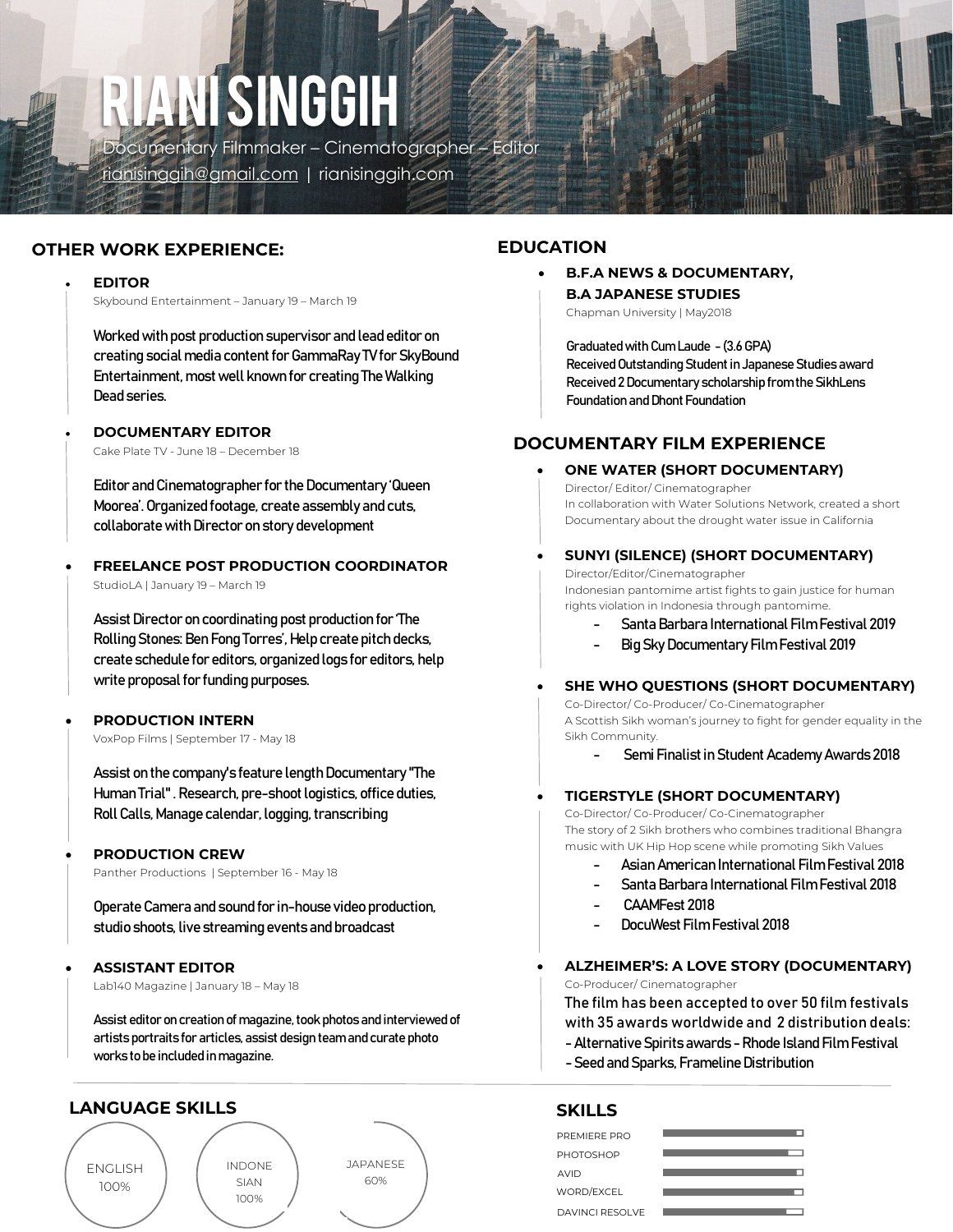# RIANI SINGGIH

Documentary Filmmaker – Cinematographer – Editor
rianisinggih@gmail.com | rianisinggih.com

## OTHER WORK EXPERIENCE:

- **EDITOR**
  Skybound Entertainment – January 19 – March 19

  Worked with post production supervisor and lead editor on creating social media content for GammaRay TV for SkyBound Entertainment, most well known for creating The Walking Dead series.

- **DOCUMENTARY EDITOR**
  Cake Plate TV - June 18 – December 18

  Editor and Cinematographer for the Documentary 'Queen Moorea'. Organized footage, create assembly and cuts, collaborate with Director on story development

- **FREELANCE POST PRODUCTION COORDINATOR**
  StudioLA | January 19 – March 19

  Assist Director on coordinating post production for 'The Rolling Stones: Ben Fong Torres', Help create pitch decks, create schedule for editors, organized logs for editors, help write proposal for funding purposes.

- **PRODUCTION INTERN**
  VoxPop Films | September 17 - May 18

  Assist on the company's feature length Documentary "The Human Trial" . Research, pre-shoot logistics, office duties, Roll Calls, Manage calendar, logging, transcribing

- **PRODUCTION CREW**
  Panther Productions | September 16 - May 18

  Operate Camera and sound for in-house video production, studio shoots, live streaming events and broadcast

- **ASSISTANT EDITOR**
  Lab140 Magazine | January 18 – May 18

  Assist editor on creation of magazine, took photos and interviewed of artists portraits for articles, assist design team and curate photo works to be included in magazine.

## EDUCATION

- **B.F.A NEWS & DOCUMENTARY,**
  **B.A JAPANESE STUDIES**
  Chapman University | May2018

  Graduated with Cum Laude - (3.6 GPA)
  Received Outstanding Student in Japanese Studies award
  Received 2 Documentary scholarship from the SikhLens Foundation and Dhont Foundation

## DOCUMENTARY FILM EXPERIENCE

- **ONE WATER (SHORT DOCUMENTARY)**
  Director/ Editor/ Cinematographer
  In collaboration with Water Solutions Network, created a short Documentary about the drought water issue in California

- **SUNYI (SILENCE) (SHORT DOCUMENTARY)**
  Director/Editor/Cinematographer
  Indonesian pantomime artist fights to gain justice for human rights violation in Indonesia through pantomime.
  - Santa Barbara International Film Festival 2019
  - Big Sky Documentary Film Festival 2019

- **SHE WHO QUESTIONS (SHORT DOCUMENTARY)**
  Co-Director/ Co-Producer/ Co-Cinematographer
  A Scottish Sikh woman's journey to fight for gender equality in the Sikh Community.
  - Semi Finalist in Student Academy Awards 2018

- **TIGERSTYLE (SHORT DOCUMENTARY)**
  Co-Director/ Co-Producer/ Co-Cinematographer
  The story of 2 Sikh brothers who combines traditional Bhangra music with UK Hip Hop scene while promoting Sikh Values
  - Asian American International Film Festival 2018
  - Santa Barbara International Film Festival 2018
  - CAAMFest 2018
  - DocuWest Film Festival 2018

- **ALZHEIMER'S: A LOVE STORY (DOCUMENTARY)**
  Co-Producer/ Cinematographer
  The film has been accepted to over 50 film festivals with 35 awards worldwide and 2 distribution deals:
  - Alternative Spirits awards - Rhode Island Film Festival
  - Seed and Sparks, Frameline Distribution

## LANGUAGE SKILLS

ENGLISH 100%
INDONESIAN 100%
JAPANESE 60%

## SKILLS

PREMIERE PRO
PHOTOSHOP
AVID
WORD/EXCEL
DAVINCI RESOLVE